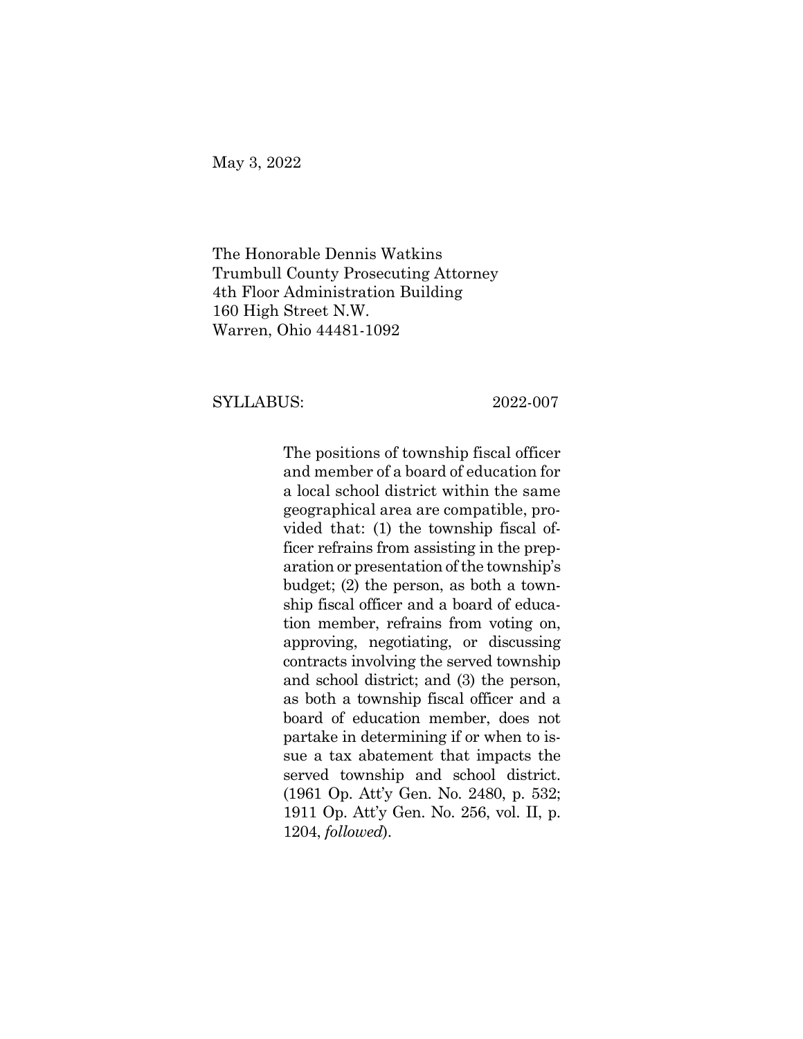May 3, 2022

The Honorable Dennis Watkins
Trumbull County Prosecuting Attorney
4th Floor Administration Building
160 High Street N.W.
Warren, Ohio 44481-1092

SYLLABUS: 2022-007

The positions of township fiscal officer and member of a board of education for a local school district within the same geographical area are compatible, provided that: (1) the township fiscal officer refrains from assisting in the preparation or presentation of the township's budget; (2) the person, as both a township fiscal officer and a board of education member, refrains from voting on, approving, negotiating, or discussing contracts involving the served township and school district; and (3) the person, as both a township fiscal officer and a board of education member, does not partake in determining if or when to issue a tax abatement that impacts the served township and school district. (1961 Op. Att'y Gen. No. 2480, p. 532; 1911 Op. Att'y Gen. No. 256, vol. II, p. 1204, *followed*).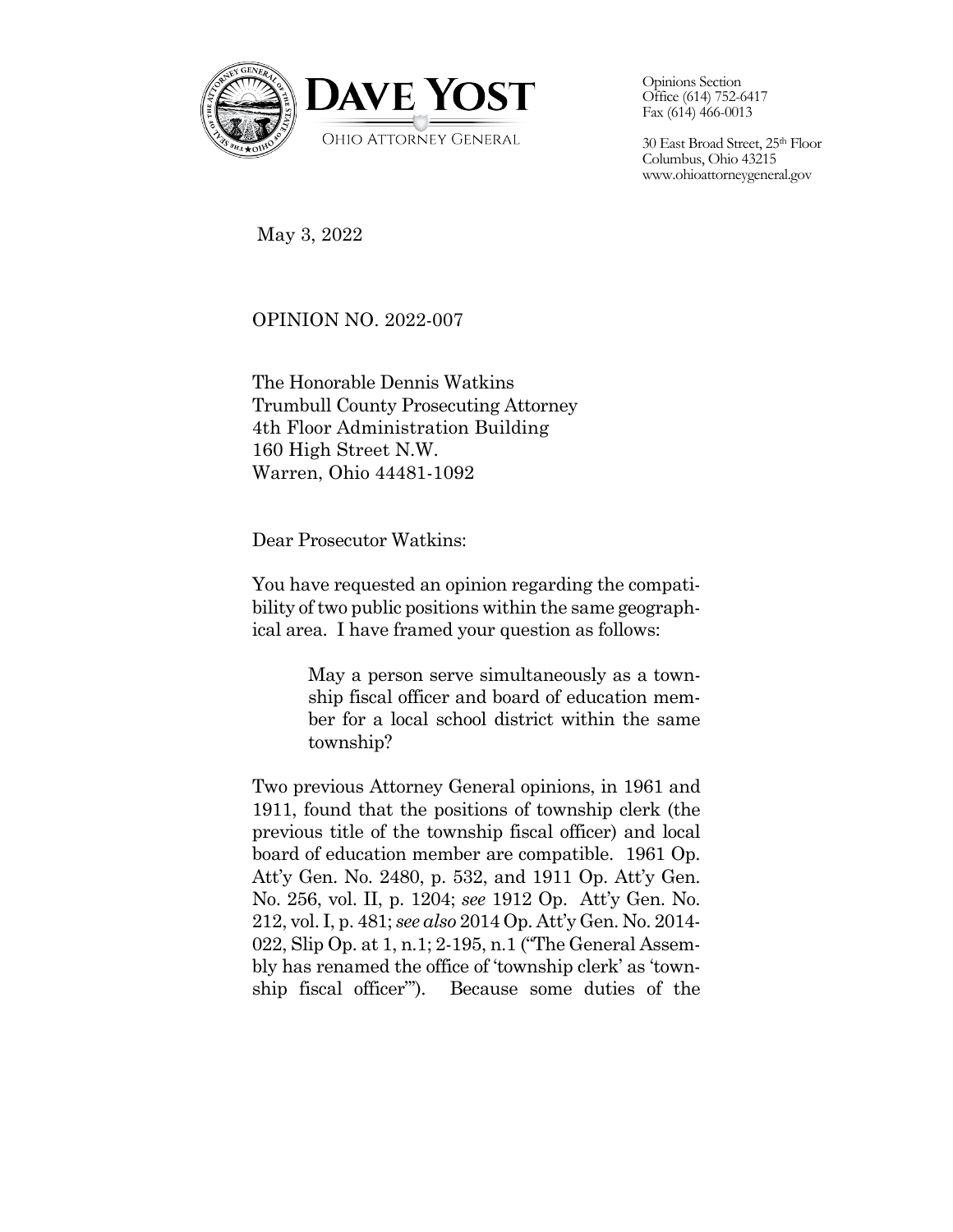Opinions Section
Office (614) 752-6417
Fax (614) 466-0013

30 East Broad Street, 25th Floor
Columbus, Ohio 43215
www.ohioattorneygeneral.gov

May 3, 2022

OPINION NO. 2022-007

The Honorable Dennis Watkins
Trumbull County Prosecuting Attorney
4th Floor Administration Building
160 High Street N.W.
Warren, Ohio 44481-1092

Dear Prosecutor Watkins:

You have requested an opinion regarding the compatibility of two public positions within the same geographical area. I have framed your question as follows:

> May a person serve simultaneously as a township fiscal officer and board of education member for a local school district within the same township?

Two previous Attorney General opinions, in 1961 and 1911, found that the positions of township clerk (the previous title of the township fiscal officer) and local board of education member are compatible. 1961 Op. Att'y Gen. No. 2480, p. 532, and 1911 Op. Att'y Gen. No. 256, vol. II, p. 1204; *see* 1912 Op. Att'y Gen. No. 212, vol. I, p. 481; *see also* 2014 Op. Att'y Gen. No. 2014-022, Slip Op. at 1, n.1; 2-195, n.1 ("The General Assembly has renamed the office of 'township clerk' as 'township fiscal officer'"). Because some duties of the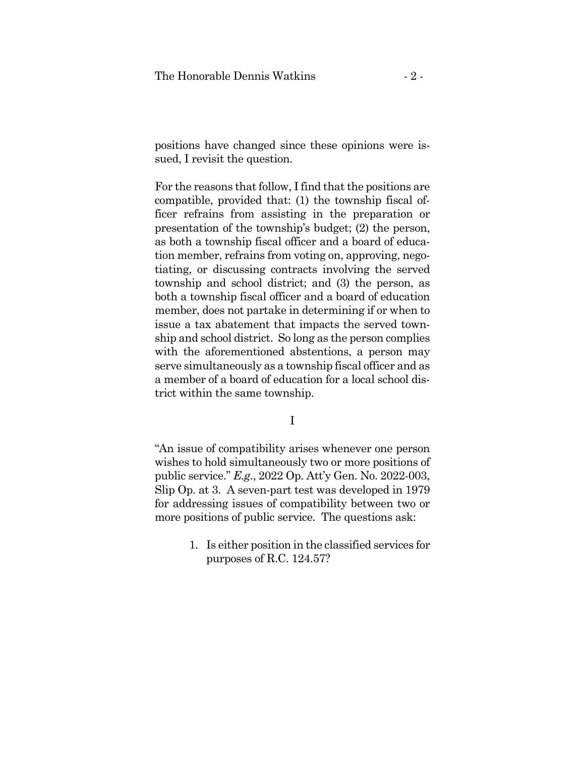positions have changed since these opinions were issued, I revisit the question.

For the reasons that follow, I find that the positions are compatible, provided that: (1) the township fiscal officer refrains from assisting in the preparation or presentation of the township's budget; (2) the person, as both a township fiscal officer and a board of education member, refrains from voting on, approving, negotiating, or discussing contracts involving the served township and school district; and (3) the person, as both a township fiscal officer and a board of education member, does not partake in determining if or when to issue a tax abatement that impacts the served township and school district. So long as the person complies with the aforementioned abstentions, a person may serve simultaneously as a township fiscal officer and as a member of a board of education for a local school district within the same township.

## I

"An issue of compatibility arises whenever one person wishes to hold simultaneously two or more positions of public service." *E.g.*, 2022 Op. Att'y Gen. No. 2022-003, Slip Op. at 3. A seven-part test was developed in 1979 for addressing issues of compatibility between two or more positions of public service. The questions ask:

1. Is either position in the classified services for purposes of R.C. 124.57?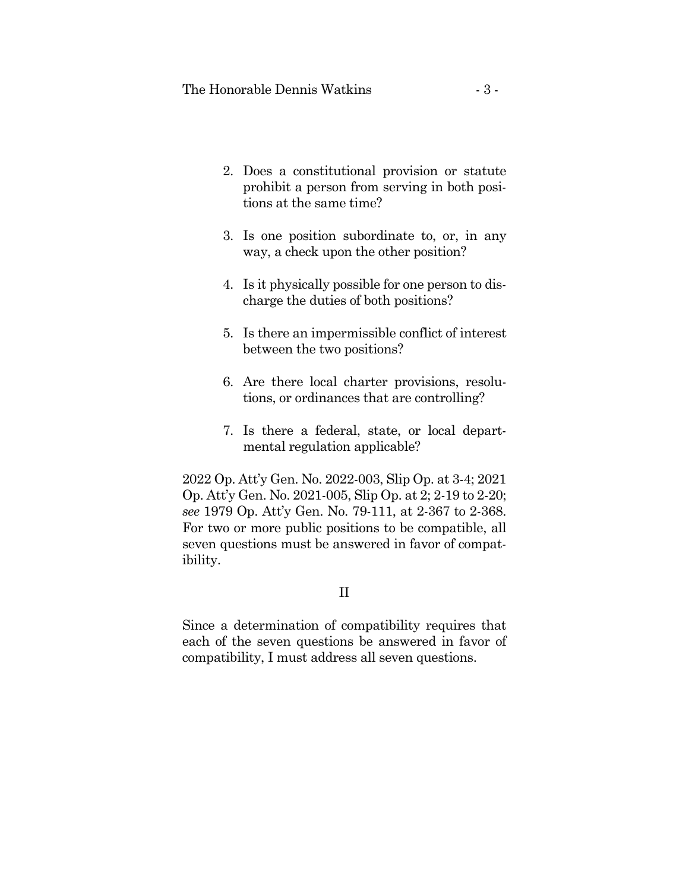2. Does a constitutional provision or statute prohibit a person from serving in both positions at the same time?

3. Is one position subordinate to, or, in any way, a check upon the other position?

4. Is it physically possible for one person to discharge the duties of both positions?

5. Is there an impermissible conflict of interest between the two positions?

6. Are there local charter provisions, resolutions, or ordinances that are controlling?

7. Is there a federal, state, or local departmental regulation applicable?

2022 Op. Att'y Gen. No. 2022-003, Slip Op. at 3-4; 2021 Op. Att'y Gen. No. 2021-005, Slip Op. at 2; 2-19 to 2-20; *see* 1979 Op. Att'y Gen. No. 79-111, at 2-367 to 2-368. For two or more public positions to be compatible, all seven questions must be answered in favor of compatibility.

## II

Since a determination of compatibility requires that each of the seven questions be answered in favor of compatibility, I must address all seven questions.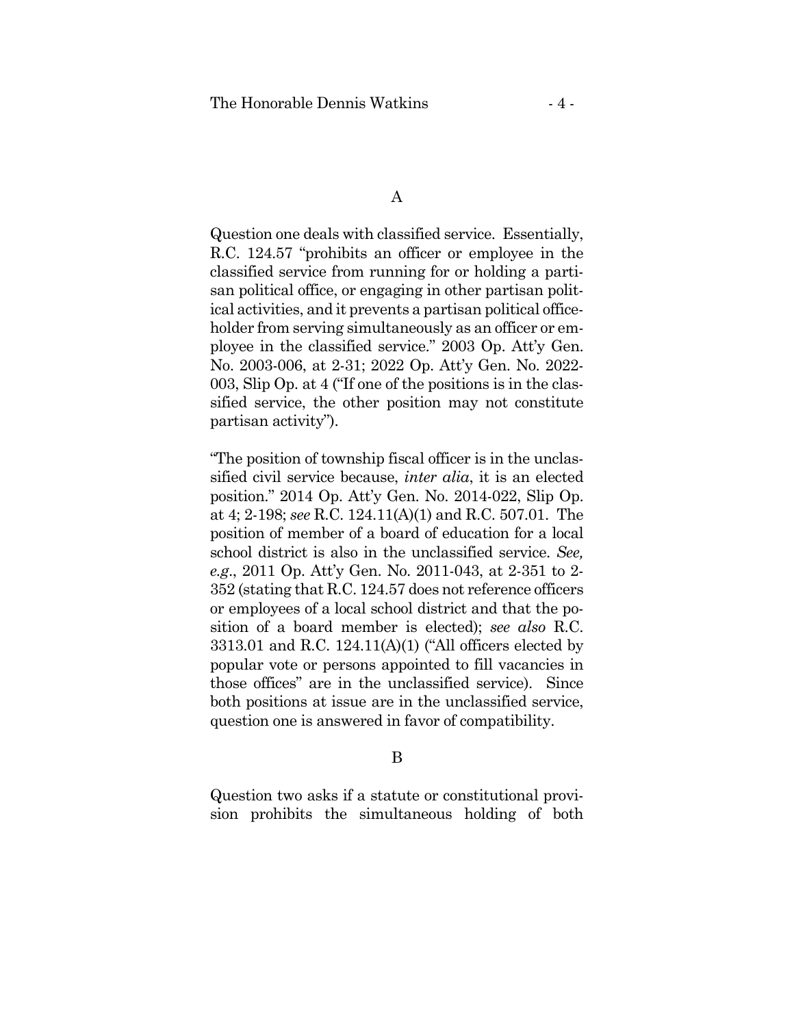## A

Question one deals with classified service. Essentially, R.C. 124.57 "prohibits an officer or employee in the classified service from running for or holding a partisan political office, or engaging in other partisan political activities, and it prevents a partisan political officeholder from serving simultaneously as an officer or employee in the classified service." 2003 Op. Att'y Gen. No. 2003-006, at 2-31; 2022 Op. Att'y Gen. No. 2022-003, Slip Op. at 4 ("If one of the positions is in the classified service, the other position may not constitute partisan activity").

"The position of township fiscal officer is in the unclassified civil service because, *inter alia*, it is an elected position." 2014 Op. Att'y Gen. No. 2014-022, Slip Op. at 4; 2-198; *see* R.C. 124.11(A)(1) and R.C. 507.01. The position of member of a board of education for a local school district is also in the unclassified service. *See, e.g.*, 2011 Op. Att'y Gen. No. 2011-043, at 2-351 to 2-352 (stating that R.C. 124.57 does not reference officers or employees of a local school district and that the position of a board member is elected); *see also* R.C. 3313.01 and R.C. 124.11(A)(1) ("All officers elected by popular vote or persons appointed to fill vacancies in those offices" are in the unclassified service). Since both positions at issue are in the unclassified service, question one is answered in favor of compatibility.

## B

Question two asks if a statute or constitutional provision prohibits the simultaneous holding of both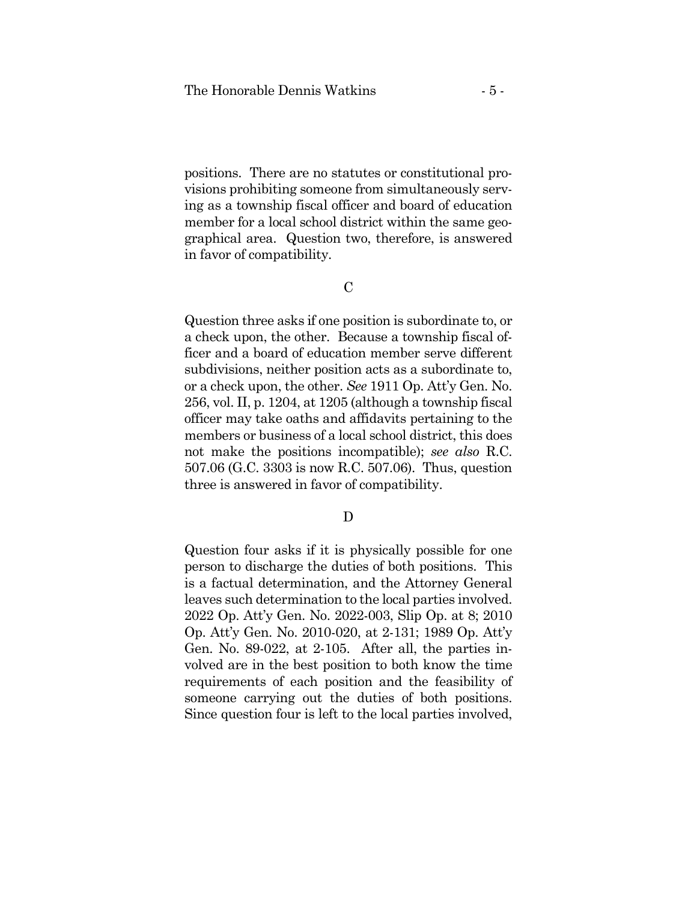positions. There are no statutes or constitutional provisions prohibiting someone from simultaneously serving as a township fiscal officer and board of education member for a local school district within the same geographical area. Question two, therefore, is answered in favor of compatibility.

### C

Question three asks if one position is subordinate to, or a check upon, the other. Because a township fiscal officer and a board of education member serve different subdivisions, neither position acts as a subordinate to, or a check upon, the other. *See* 1911 Op. Att'y Gen. No. 256, vol. II, p. 1204, at 1205 (although a township fiscal officer may take oaths and affidavits pertaining to the members or business of a local school district, this does not make the positions incompatible); *see also* R.C. 507.06 (G.C. 3303 is now R.C. 507.06). Thus, question three is answered in favor of compatibility.

### D

Question four asks if it is physically possible for one person to discharge the duties of both positions. This is a factual determination, and the Attorney General leaves such determination to the local parties involved. 2022 Op. Att'y Gen. No. 2022-003, Slip Op. at 8; 2010 Op. Att'y Gen. No. 2010-020, at 2-131; 1989 Op. Att'y Gen. No. 89-022, at 2-105. After all, the parties involved are in the best position to both know the time requirements of each position and the feasibility of someone carrying out the duties of both positions. Since question four is left to the local parties involved,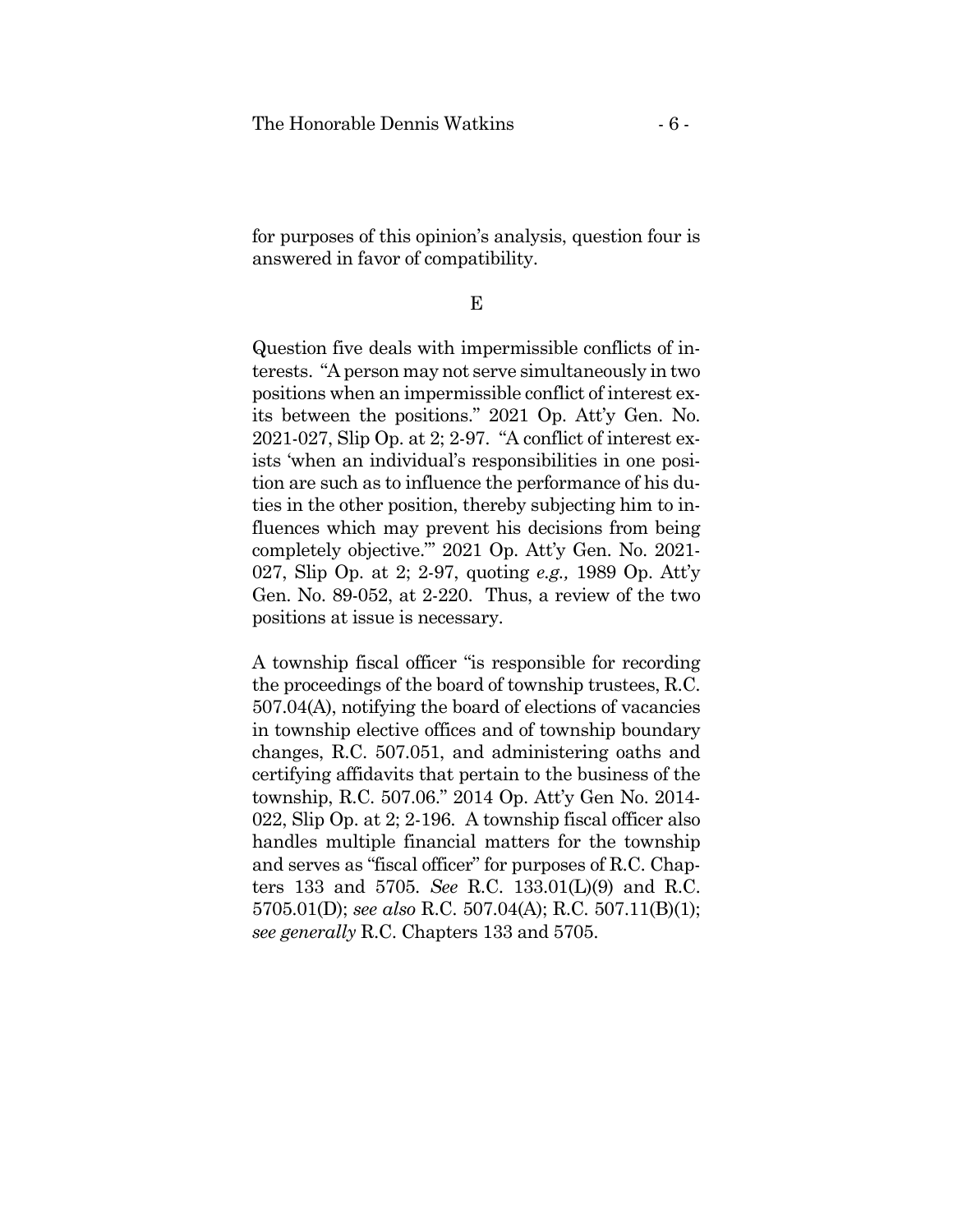for purposes of this opinion's analysis, question four is answered in favor of compatibility.

### E

Question five deals with impermissible conflicts of interests. "A person may not serve simultaneously in two positions when an impermissible conflict of interest exits between the positions." 2021 Op. Att'y Gen. No. 2021-027, Slip Op. at 2; 2-97. "A conflict of interest exists 'when an individual's responsibilities in one position are such as to influence the performance of his duties in the other position, thereby subjecting him to influences which may prevent his decisions from being completely objective.'" 2021 Op. Att'y Gen. No. 2021-027, Slip Op. at 2; 2-97, quoting *e.g.,* 1989 Op. Att'y Gen. No. 89-052, at 2-220. Thus, a review of the two positions at issue is necessary.

A township fiscal officer "is responsible for recording the proceedings of the board of township trustees, R.C. 507.04(A), notifying the board of elections of vacancies in township elective offices and of township boundary changes, R.C. 507.051, and administering oaths and certifying affidavits that pertain to the business of the township, R.C. 507.06." 2014 Op. Att'y Gen No. 2014-022, Slip Op. at 2; 2-196. A township fiscal officer also handles multiple financial matters for the township and serves as "fiscal officer" for purposes of R.C. Chapters 133 and 5705. *See* R.C. 133.01(L)(9) and R.C. 5705.01(D); *see also* R.C. 507.04(A); R.C. 507.11(B)(1); *see generally* R.C. Chapters 133 and 5705.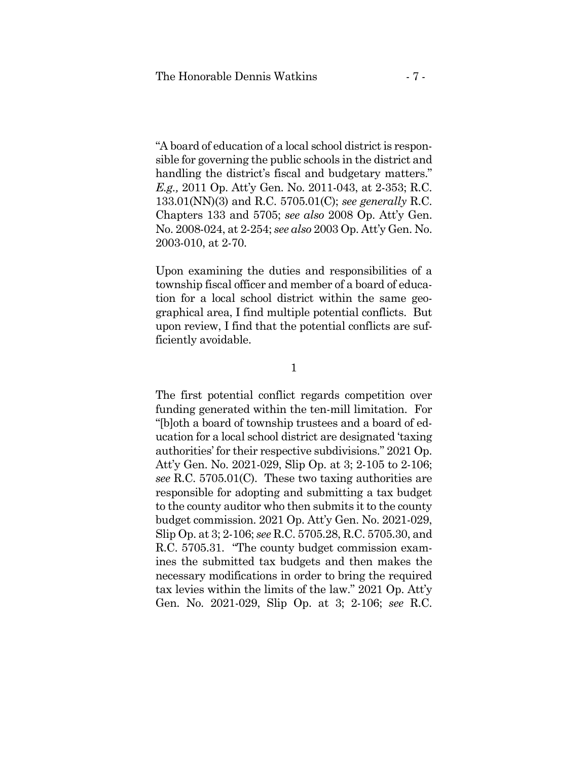"A board of education of a local school district is responsible for governing the public schools in the district and handling the district's fiscal and budgetary matters." *E.g.,* 2011 Op. Att'y Gen. No. 2011-043, at 2-353; R.C. 133.01(NN)(3) and R.C. 5705.01(C); *see generally* R.C. Chapters 133 and 5705; *see also* 2008 Op. Att'y Gen. No. 2008-024, at 2-254; *see also* 2003 Op. Att'y Gen. No. 2003-010, at 2-70.

Upon examining the duties and responsibilities of a township fiscal officer and member of a board of education for a local school district within the same geographical area, I find multiple potential conflicts. But upon review, I find that the potential conflicts are sufficiently avoidable.

1

The first potential conflict regards competition over funding generated within the ten-mill limitation. For "[b]oth a board of township trustees and a board of education for a local school district are designated 'taxing authorities' for their respective subdivisions." 2021 Op. Att'y Gen. No. 2021-029, Slip Op. at 3; 2-105 to 2-106; *see* R.C. 5705.01(C). These two taxing authorities are responsible for adopting and submitting a tax budget to the county auditor who then submits it to the county budget commission. 2021 Op. Att'y Gen. No. 2021-029, Slip Op. at 3; 2-106; *see* R.C. 5705.28, R.C. 5705.30, and R.C. 5705.31. "The county budget commission examines the submitted tax budgets and then makes the necessary modifications in order to bring the required tax levies within the limits of the law." 2021 Op. Att'y Gen. No. 2021-029, Slip Op. at 3; 2-106; *see* R.C.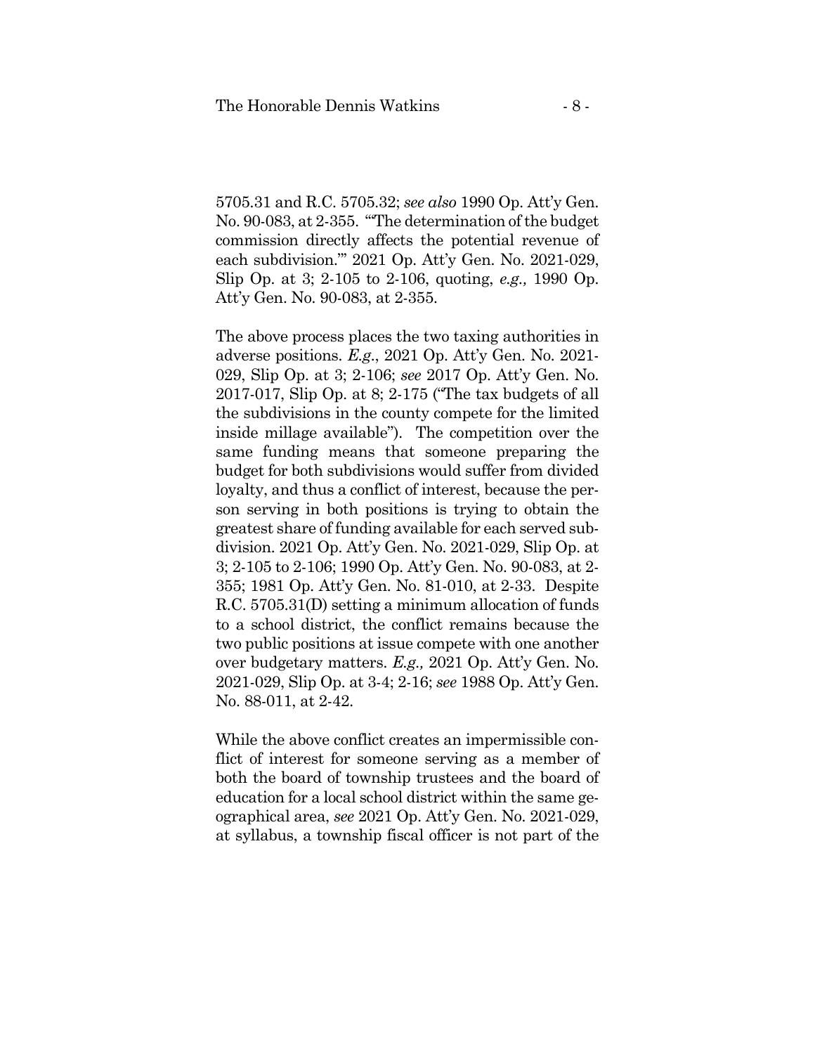5705.31 and R.C. 5705.32; *see also* 1990 Op. Att'y Gen. No. 90-083, at 2-355. "'The determination of the budget commission directly affects the potential revenue of each subdivision.'" 2021 Op. Att'y Gen. No. 2021-029, Slip Op. at 3; 2-105 to 2-106, quoting, *e.g.,* 1990 Op. Att'y Gen. No. 90-083, at 2-355.

The above process places the two taxing authorities in adverse positions. *E.g.*, 2021 Op. Att'y Gen. No. 2021-029, Slip Op. at 3; 2-106; *see* 2017 Op. Att'y Gen. No. 2017-017, Slip Op. at 8; 2-175 ("The tax budgets of all the subdivisions in the county compete for the limited inside millage available"). The competition over the same funding means that someone preparing the budget for both subdivisions would suffer from divided loyalty, and thus a conflict of interest, because the person serving in both positions is trying to obtain the greatest share of funding available for each served subdivision. 2021 Op. Att'y Gen. No. 2021-029, Slip Op. at 3; 2-105 to 2-106; 1990 Op. Att'y Gen. No. 90-083, at 2-355; 1981 Op. Att'y Gen. No. 81-010, at 2-33. Despite R.C. 5705.31(D) setting a minimum allocation of funds to a school district, the conflict remains because the two public positions at issue compete with one another over budgetary matters. *E.g.,* 2021 Op. Att'y Gen. No. 2021-029, Slip Op. at 3-4; 2-16; *see* 1988 Op. Att'y Gen. No. 88-011, at 2-42.

While the above conflict creates an impermissible conflict of interest for someone serving as a member of both the board of township trustees and the board of education for a local school district within the same geographical area, *see* 2021 Op. Att'y Gen. No. 2021-029, at syllabus, a township fiscal officer is not part of the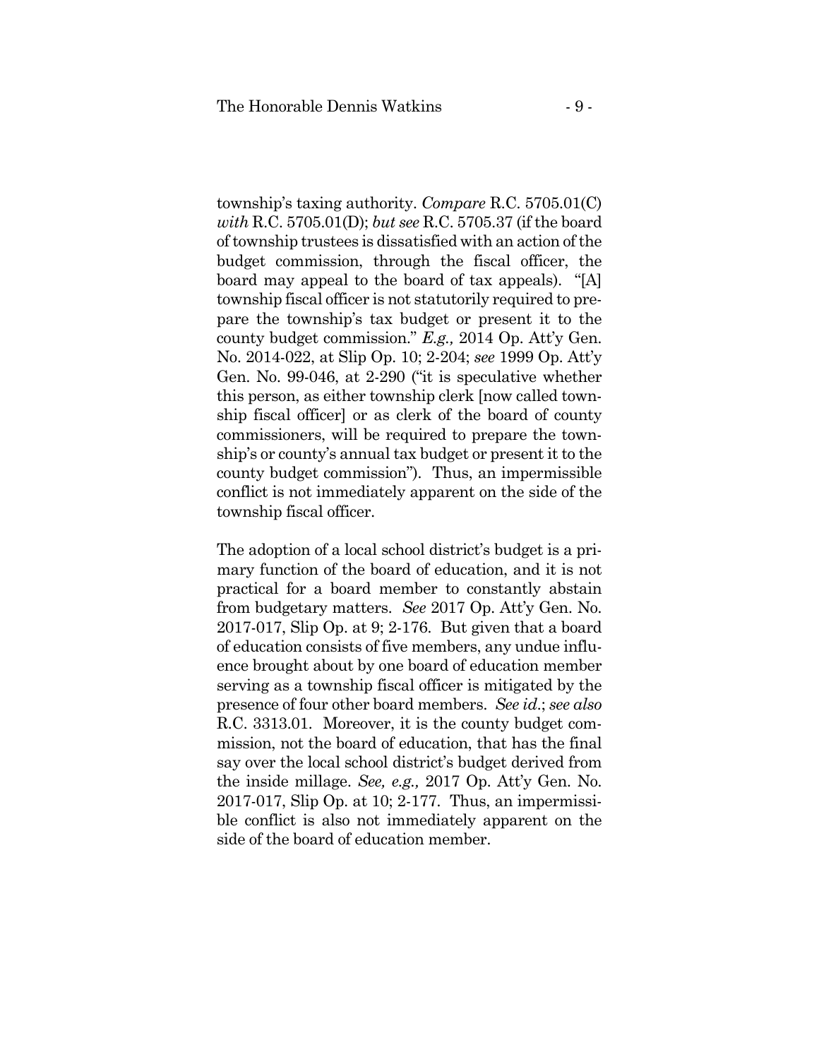township's taxing authority. *Compare* R.C. 5705.01(C) *with* R.C. 5705.01(D); *but see* R.C. 5705.37 (if the board of township trustees is dissatisfied with an action of the budget commission, through the fiscal officer, the board may appeal to the board of tax appeals). "[A] township fiscal officer is not statutorily required to prepare the township's tax budget or present it to the county budget commission." *E.g.,* 2014 Op. Att'y Gen. No. 2014-022, at Slip Op. 10; 2-204; *see* 1999 Op. Att'y Gen. No. 99-046, at 2-290 ("it is speculative whether this person, as either township clerk [now called township fiscal officer] or as clerk of the board of county commissioners, will be required to prepare the township's or county's annual tax budget or present it to the county budget commission"). Thus, an impermissible conflict is not immediately apparent on the side of the township fiscal officer.

The adoption of a local school district's budget is a primary function of the board of education, and it is not practical for a board member to constantly abstain from budgetary matters. *See* 2017 Op. Att'y Gen. No. 2017-017, Slip Op. at 9; 2-176. But given that a board of education consists of five members, any undue influence brought about by one board of education member serving as a township fiscal officer is mitigated by the presence of four other board members. *See id.*; *see also* R.C. 3313.01. Moreover, it is the county budget commission, not the board of education, that has the final say over the local school district's budget derived from the inside millage. *See, e.g.,* 2017 Op. Att'y Gen. No. 2017-017, Slip Op. at 10; 2-177. Thus, an impermissible conflict is also not immediately apparent on the side of the board of education member.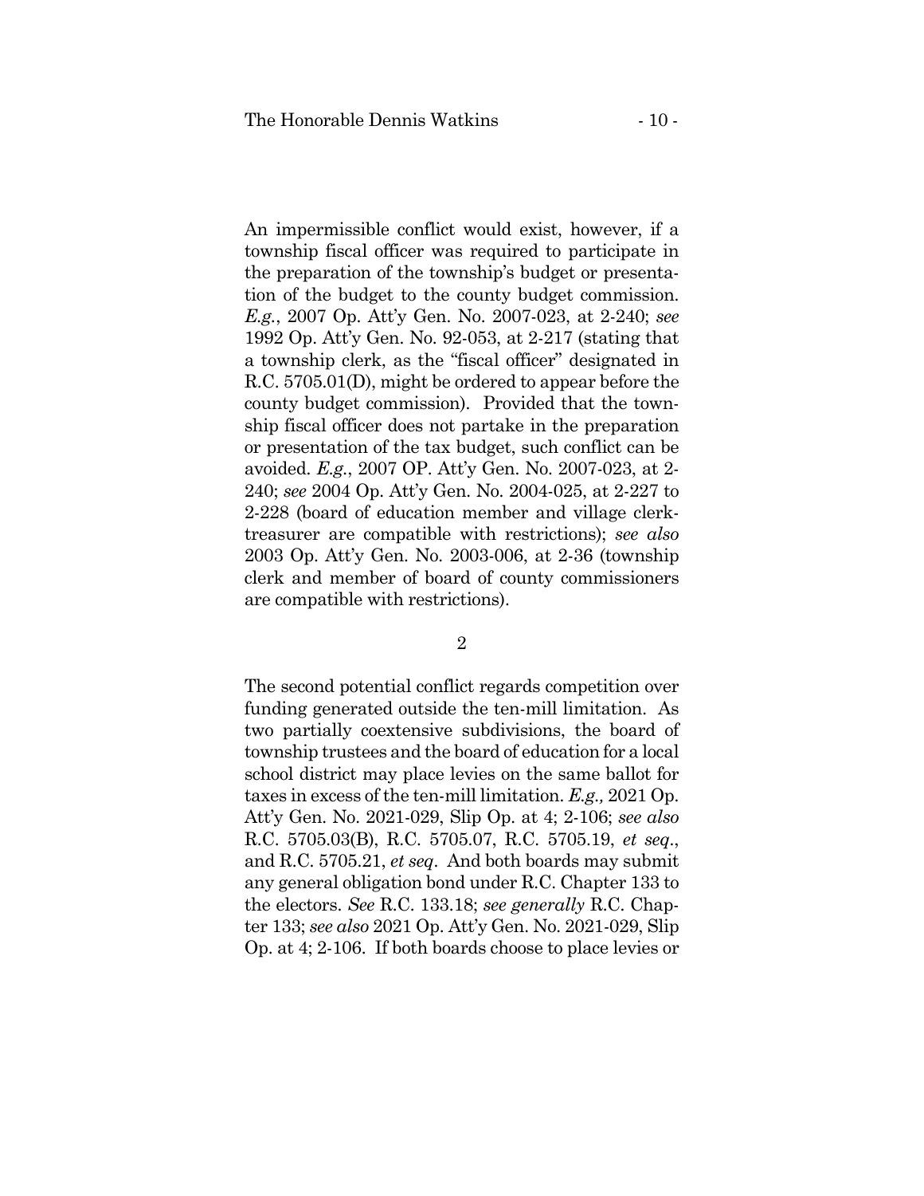An impermissible conflict would exist, however, if a township fiscal officer was required to participate in the preparation of the township's budget or presentation of the budget to the county budget commission. *E.g.*, 2007 Op. Att'y Gen. No. 2007-023, at 2-240; *see* 1992 Op. Att'y Gen. No. 92-053, at 2-217 (stating that a township clerk, as the "fiscal officer" designated in R.C. 5705.01(D), might be ordered to appear before the county budget commission). Provided that the township fiscal officer does not partake in the preparation or presentation of the tax budget, such conflict can be avoided. *E.g.*, 2007 OP. Att'y Gen. No. 2007-023, at 2-240; *see* 2004 Op. Att'y Gen. No. 2004-025, at 2-227 to 2-228 (board of education member and village clerk-treasurer are compatible with restrictions); *see also* 2003 Op. Att'y Gen. No. 2003-006, at 2-36 (township clerk and member of board of county commissioners are compatible with restrictions).

2

The second potential conflict regards competition over funding generated outside the ten-mill limitation. As two partially coextensive subdivisions, the board of township trustees and the board of education for a local school district may place levies on the same ballot for taxes in excess of the ten-mill limitation. *E.g.,* 2021 Op. Att'y Gen. No. 2021-029, Slip Op. at 4; 2-106; *see also* R.C. 5705.03(B), R.C. 5705.07, R.C. 5705.19, *et seq*., and R.C. 5705.21, *et seq*. And both boards may submit any general obligation bond under R.C. Chapter 133 to the electors. *See* R.C. 133.18; *see generally* R.C. Chapter 133; *see also* 2021 Op. Att'y Gen. No. 2021-029, Slip Op. at 4; 2-106. If both boards choose to place levies or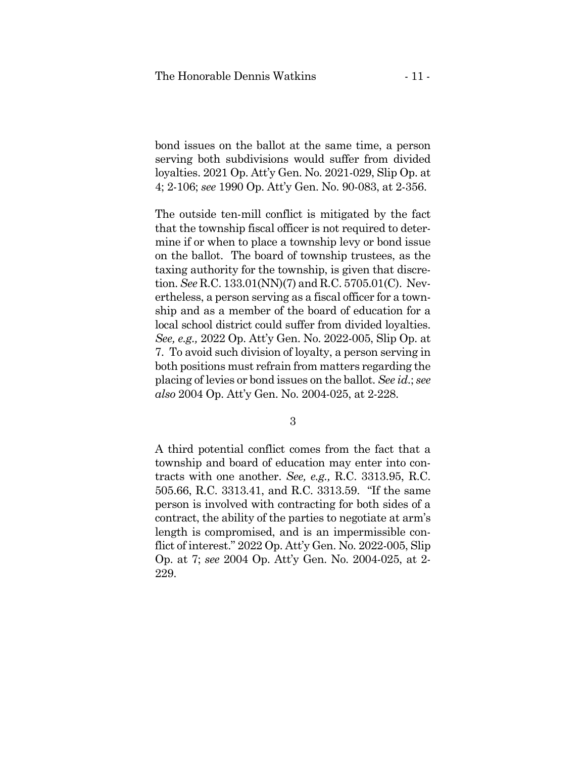bond issues on the ballot at the same time, a person serving both subdivisions would suffer from divided loyalties. 2021 Op. Att'y Gen. No. 2021-029, Slip Op. at 4; 2-106; *see* 1990 Op. Att'y Gen. No. 90-083, at 2-356.

The outside ten-mill conflict is mitigated by the fact that the township fiscal officer is not required to determine if or when to place a township levy or bond issue on the ballot. The board of township trustees, as the taxing authority for the township, is given that discretion. *See* R.C. 133.01(NN)(7) and R.C. 5705.01(C). Nevertheless, a person serving as a fiscal officer for a township and as a member of the board of education for a local school district could suffer from divided loyalties. *See, e.g.,* 2022 Op. Att'y Gen. No. 2022-005, Slip Op. at 7. To avoid such division of loyalty, a person serving in both positions must refrain from matters regarding the placing of levies or bond issues on the ballot. *See id.*; *see also* 2004 Op. Att'y Gen. No. 2004-025, at 2-228.

3

A third potential conflict comes from the fact that a township and board of education may enter into contracts with one another. *See, e.g.,* R.C. 3313.95, R.C. 505.66, R.C. 3313.41, and R.C. 3313.59. "If the same person is involved with contracting for both sides of a contract, the ability of the parties to negotiate at arm's length is compromised, and is an impermissible conflict of interest." 2022 Op. Att'y Gen. No. 2022-005, Slip Op. at 7; *see* 2004 Op. Att'y Gen. No. 2004-025, at 2-229.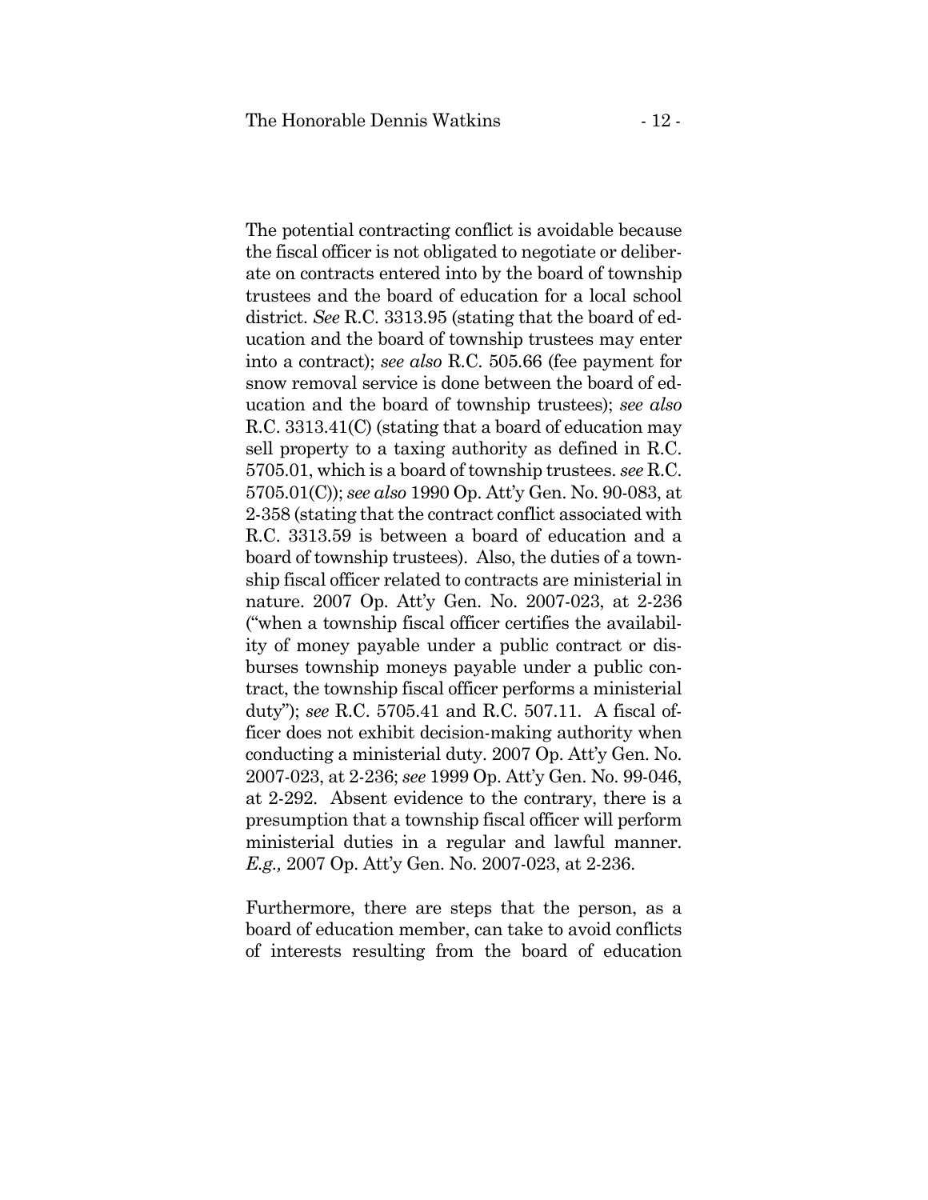The potential contracting conflict is avoidable because the fiscal officer is not obligated to negotiate or deliberate on contracts entered into by the board of township trustees and the board of education for a local school district. *See* R.C. 3313.95 (stating that the board of education and the board of township trustees may enter into a contract); *see also* R.C. 505.66 (fee payment for snow removal service is done between the board of education and the board of township trustees); *see also* R.C. 3313.41(C) (stating that a board of education may sell property to a taxing authority as defined in R.C. 5705.01, which is a board of township trustees. *see* R.C. 5705.01(C)); *see also* 1990 Op. Att'y Gen. No. 90-083, at 2-358 (stating that the contract conflict associated with R.C. 3313.59 is between a board of education and a board of township trustees). Also, the duties of a township fiscal officer related to contracts are ministerial in nature. 2007 Op. Att'y Gen. No. 2007-023, at 2-236 ("when a township fiscal officer certifies the availability of money payable under a public contract or disburses township moneys payable under a public contract, the township fiscal officer performs a ministerial duty"); *see* R.C. 5705.41 and R.C. 507.11. A fiscal officer does not exhibit decision-making authority when conducting a ministerial duty. 2007 Op. Att'y Gen. No. 2007-023, at 2-236; *see* 1999 Op. Att'y Gen. No. 99-046, at 2-292. Absent evidence to the contrary, there is a presumption that a township fiscal officer will perform ministerial duties in a regular and lawful manner. *E.g.,* 2007 Op. Att'y Gen. No. 2007-023, at 2-236.

Furthermore, there are steps that the person, as a board of education member, can take to avoid conflicts of interests resulting from the board of education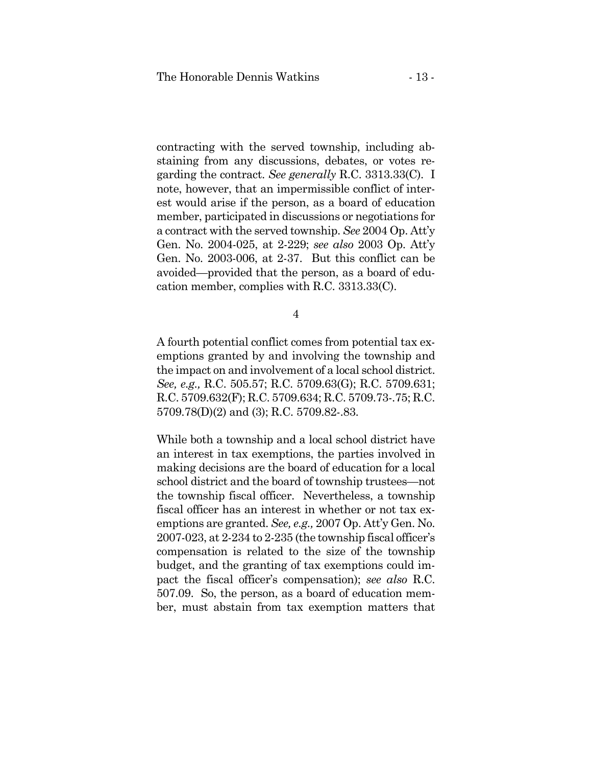contracting with the served township, including abstaining from any discussions, debates, or votes regarding the contract. *See generally* R.C. 3313.33(C). I note, however, that an impermissible conflict of interest would arise if the person, as a board of education member, participated in discussions or negotiations for a contract with the served township. *See* 2004 Op. Att'y Gen. No. 2004-025, at 2-229; *see also* 2003 Op. Att'y Gen. No. 2003-006, at 2-37. But this conflict can be avoided—provided that the person, as a board of education member, complies with R.C. 3313.33(C).

4

A fourth potential conflict comes from potential tax exemptions granted by and involving the township and the impact on and involvement of a local school district. *See, e.g.,* R.C. 505.57; R.C. 5709.63(G); R.C. 5709.631; R.C. 5709.632(F); R.C. 5709.634; R.C. 5709.73-.75; R.C. 5709.78(D)(2) and (3); R.C. 5709.82-.83.

While both a township and a local school district have an interest in tax exemptions, the parties involved in making decisions are the board of education for a local school district and the board of township trustees—not the township fiscal officer. Nevertheless, a township fiscal officer has an interest in whether or not tax exemptions are granted. *See, e.g.,* 2007 Op. Att'y Gen. No. 2007-023, at 2-234 to 2-235 (the township fiscal officer's compensation is related to the size of the township budget, and the granting of tax exemptions could impact the fiscal officer's compensation); *see also* R.C. 507.09. So, the person, as a board of education member, must abstain from tax exemption matters that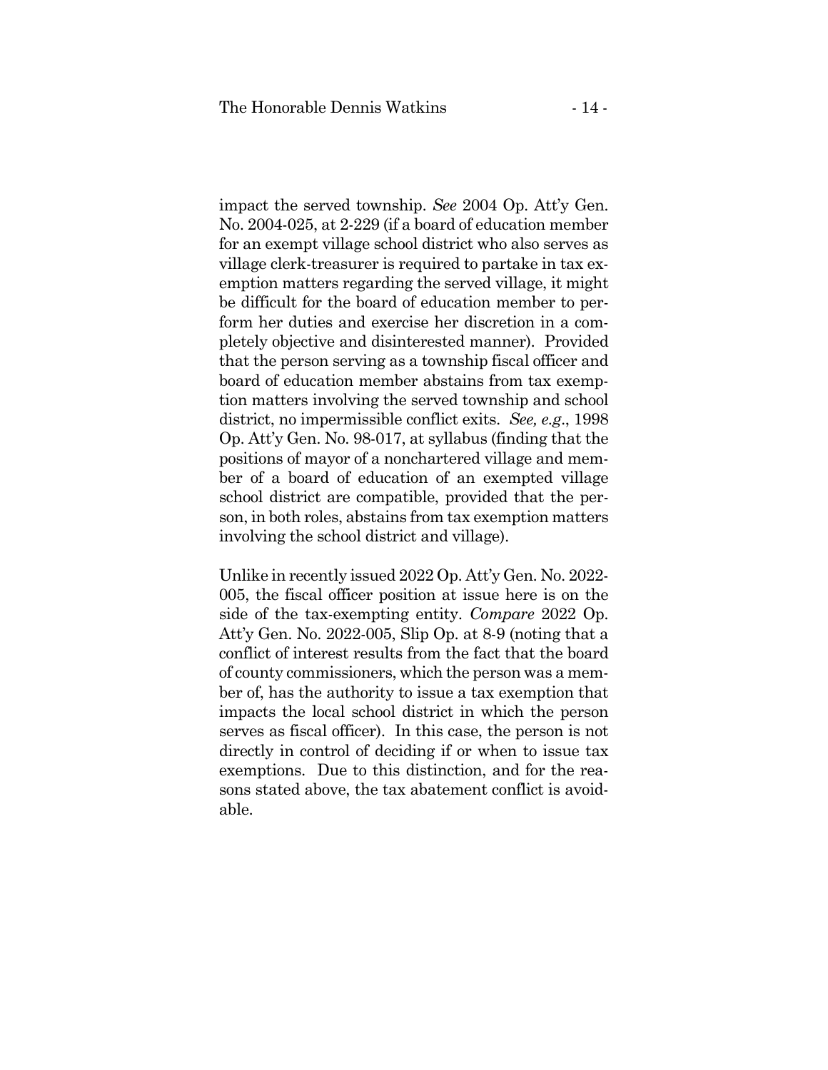impact the served township. *See* 2004 Op. Att'y Gen. No. 2004-025, at 2-229 (if a board of education member for an exempt village school district who also serves as village clerk-treasurer is required to partake in tax exemption matters regarding the served village, it might be difficult for the board of education member to perform her duties and exercise her discretion in a completely objective and disinterested manner). Provided that the person serving as a township fiscal officer and board of education member abstains from tax exemption matters involving the served township and school district, no impermissible conflict exits. *See, e.g.*, 1998 Op. Att'y Gen. No. 98-017, at syllabus (finding that the positions of mayor of a nonchartered village and member of a board of education of an exempted village school district are compatible, provided that the person, in both roles, abstains from tax exemption matters involving the school district and village).

Unlike in recently issued 2022 Op. Att'y Gen. No. 2022-005, the fiscal officer position at issue here is on the side of the tax-exempting entity. *Compare* 2022 Op. Att'y Gen. No. 2022-005, Slip Op. at 8-9 (noting that a conflict of interest results from the fact that the board of county commissioners, which the person was a member of, has the authority to issue a tax exemption that impacts the local school district in which the person serves as fiscal officer). In this case, the person is not directly in control of deciding if or when to issue tax exemptions. Due to this distinction, and for the reasons stated above, the tax abatement conflict is avoidable.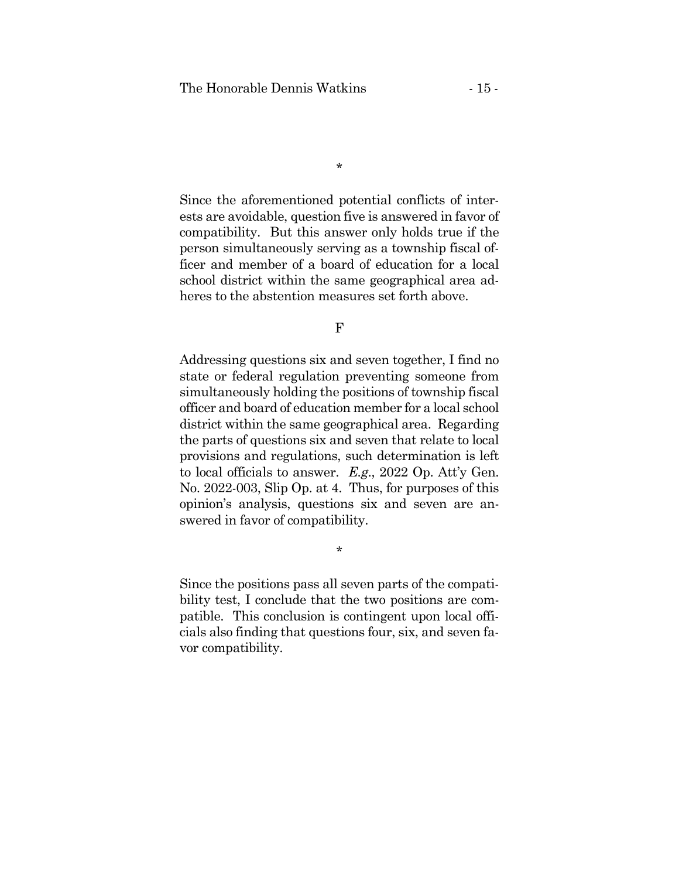\*

Since the aforementioned potential conflicts of interests are avoidable, question five is answered in favor of compatibility. But this answer only holds true if the person simultaneously serving as a township fiscal officer and member of a board of education for a local school district within the same geographical area adheres to the abstention measures set forth above.

F

Addressing questions six and seven together, I find no state or federal regulation preventing someone from simultaneously holding the positions of township fiscal officer and board of education member for a local school district within the same geographical area. Regarding the parts of questions six and seven that relate to local provisions and regulations, such determination is left to local officials to answer. *E.g.*, 2022 Op. Att'y Gen. No. 2022-003, Slip Op. at 4. Thus, for purposes of this opinion's analysis, questions six and seven are answered in favor of compatibility.

\*

Since the positions pass all seven parts of the compatibility test, I conclude that the two positions are compatible. This conclusion is contingent upon local officials also finding that questions four, six, and seven favor compatibility.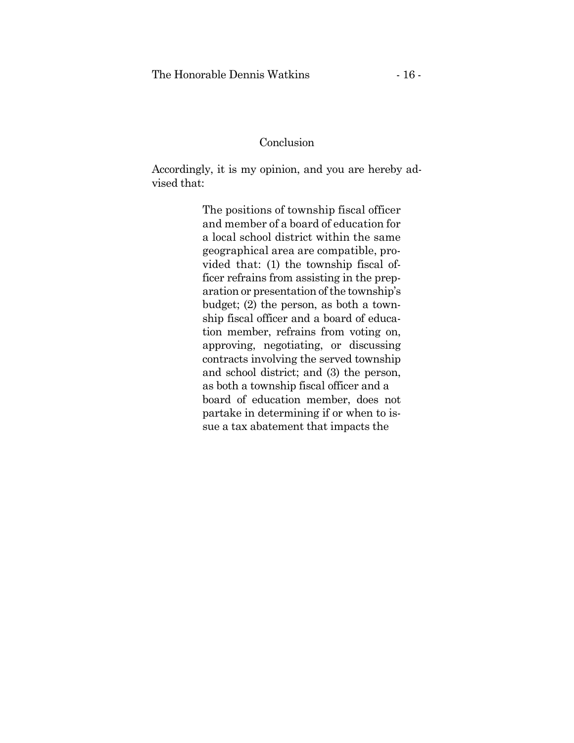## Conclusion

Accordingly, it is my opinion, and you are hereby advised that:

> The positions of township fiscal officer and member of a board of education for a local school district within the same geographical area are compatible, provided that: (1) the township fiscal officer refrains from assisting in the preparation or presentation of the township's budget; (2) the person, as both a township fiscal officer and a board of education member, refrains from voting on, approving, negotiating, or discussing contracts involving the served township and school district; and (3) the person, as both a township fiscal officer and a board of education member, does not partake in determining if or when to issue a tax abatement that impacts the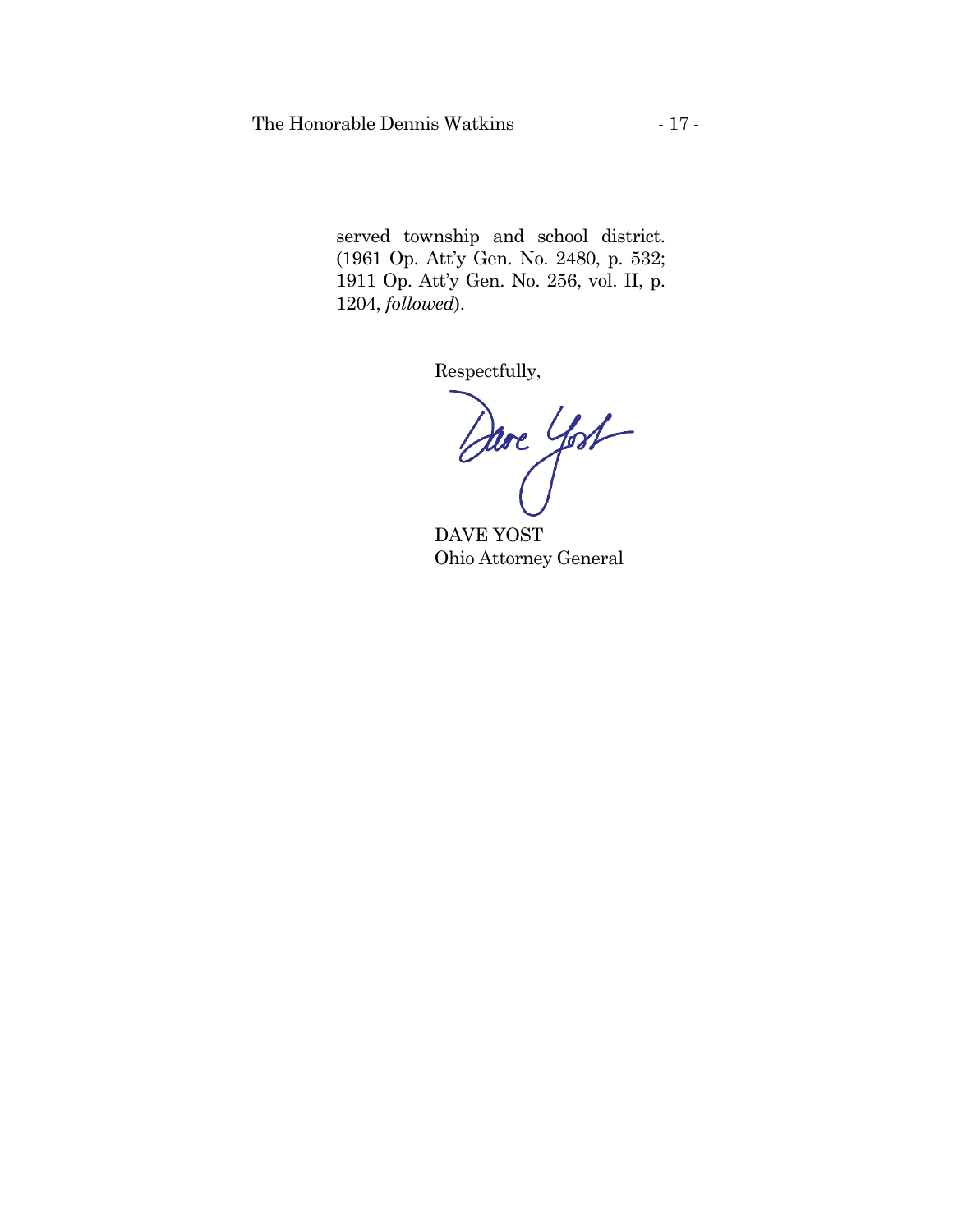served township and school district. (1961 Op. Att'y Gen. No. 2480, p. 532; 1911 Op. Att'y Gen. No. 256, vol. II, p. 1204, *followed*).

Respectfully,

DAVE YOST
Ohio Attorney General